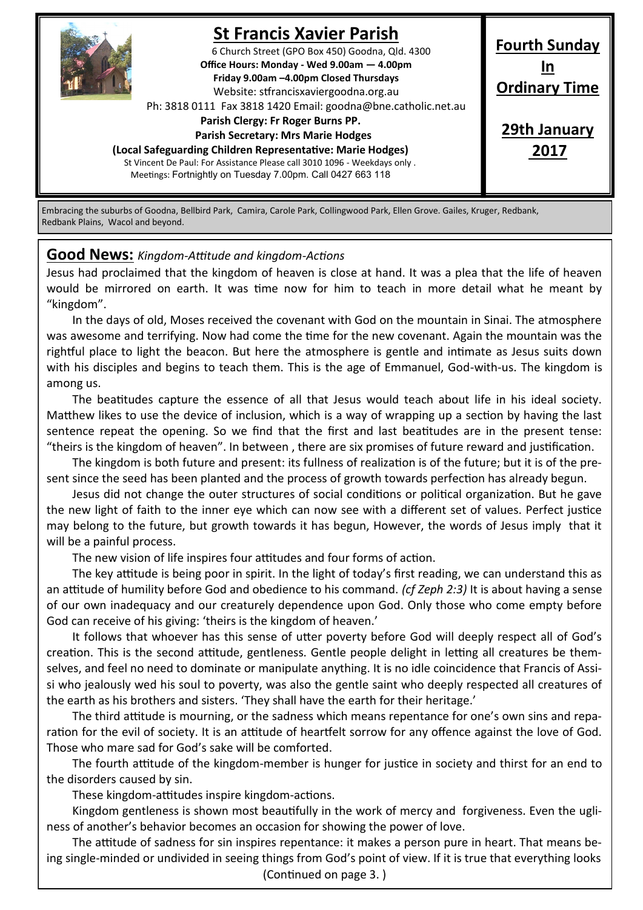# St Francis Xavier Parish

6 Church Street (GPO Box 450) Goodna, Qld. 4300

**Office Hours: Monday - Wed 9.00am — 4.00pm**

**Friday 9.00am –4.00pm Closed Thursdays**

Website: stfrancisxaviergoodna.org.au

Ph: 3818 0111 Fax 3818 1420 Email: goodna@bne.catholic.net.au

**Parish Clergy: Fr Roger Burns PP.**

**Parish Secretary: Mrs Marie Hodges**

**(Local Safeguarding Children Representative: Marie Hodges)**

St Vincent De Paul: For Assistance Please call 3010 1096 - Weekdays only .

Meetings: Fortnightly on Tuesday 7.00pm. Call 0427 663 118

**Fourth Sunday In Ordinary Time**

**29th January 2017**

Embracing the suburbs of Goodna, Bellbird Park, Camira, Carole Park, Collingwood Park, Ellen Grove. Gailes, Kruger, Redbank, Redbank Plains, Wacol and beyond.

## Good News: *Kingdom-Attitude and kingdom-Actions*

Jesus had proclaimed that the kingdom of heaven is close at hand. It was a plea that the life of heaven would be mirrored on earth. It was time now for him to teach in more detail what he meant by "kingdom".

In the days of old, Moses received the covenant with God on the mountain in Sinai. The atmosphere was awesome and terrifying. Now had come the time for the new covenant. Again the mountain was the rightful place to light the beacon. But here the atmosphere is gentle and intimate as Jesus suits down with his disciples and begins to teach them. This is the age of Emmanuel, God-with-us. The kingdom is among us.

The beatitudes capture the essence of all that Jesus would teach about life in his ideal society. Matthew likes to use the device of inclusion, which is a way of wrapping up a section by having the last sentence repeat the opening. So we find that the first and last beatitudes are in the present tense: "theirs is the kingdom of heaven". In between , there are six promises of future reward and justification.

The kingdom is both future and present: its fullness of realization is of the future; but it is of the present since the seed has been planted and the process of growth towards perfection has already begun.

Jesus did not change the outer structures of social conditions or political organization. But he gave the new light of faith to the inner eye which can now see with a different set of values. Perfect justice may belong to the future, but growth towards it has begun, However, the words of Jesus imply that it will be a painful process.

The new vision of life inspires four attitudes and four forms of action.

The key attitude is being poor in spirit. In the light of today's first reading, we can understand this as an attitude of humility before God and obedience to his command. *(cf Zeph 2:3)* It is about having a sense of our own inadequacy and our creaturely dependence upon God. Only those who come empty before God can receive of his giving: 'theirs is the kingdom of heaven.'

It follows that whoever has this sense of utter poverty before God will deeply respect all of God's creation. This is the second attitude, gentleness. Gentle people delight in letting all creatures be themselves, and feel no need to dominate or manipulate anything. It is no idle coincidence that Francis of Assisi who jealously wed his soul to poverty, was also the gentle saint who deeply respected all creatures of the earth as his brothers and sisters. 'They shall have the earth for their heritage.'

The third attitude is mourning, or the sadness which means repentance for one's own sins and reparation for the evil of society. It is an attitude of heartfelt sorrow for any offence against the love of God. Those who mare sad for God's sake will be comforted.

The fourth attitude of the kingdom-member is hunger for justice in society and thirst for an end to the disorders caused by sin.

These kingdom-attitudes inspire kingdom-actions.

Kingdom gentleness is shown most beautifully in the work of mercy and forgiveness. Even the ugliness of another's behavior becomes an occasion for showing the power of love.

The attitude of sadness for sin inspires repentance: it makes a person pure in heart. That means being single-minded or undivided in seeing things from God's point of view. If it is true that everything looks

(Continued on page 3. )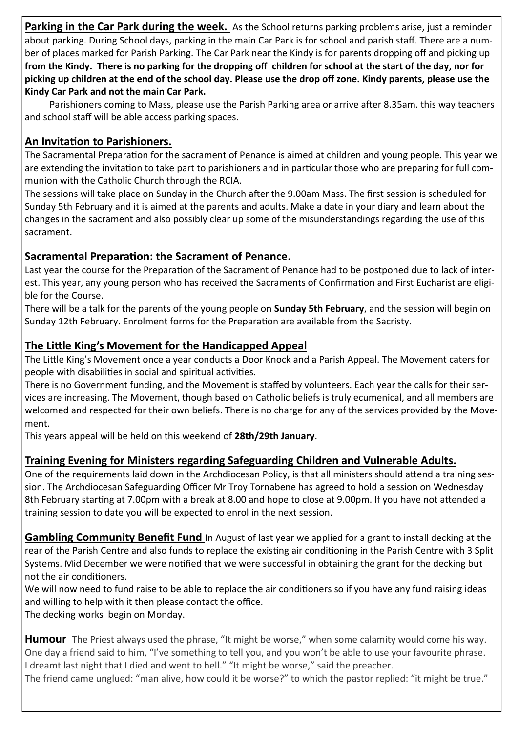**Parking in the Car Park during the week.** As the School returns parking problems arise, just a reminder about parking. During School days, parking in the main Car Park is for school and parish staff. There are a number of places marked for Parish Parking. The Car Park near the Kindy is for parents dropping off and picking up **from the Kindy. There is no parking for the dropping off children for school at the start of the day, nor for picking up children at the end of the school day. Please use the drop off zone. Kindy parents, please use the Kindy Car Park and not the main Car Park.**

Parishioners coming to Mass, please use the Parish Parking area or arrive after 8.35am. this way teachers and school staff will be able access parking spaces.

## An Invitation to Parishioners.

The Sacramental Preparation for the sacrament of Penance is aimed at children and young people. This year we are extending the invitation to take part to parishioners and in particular those who are preparing for full communion with the Catholic Church through the RCIA.

The sessions will take place on Sunday in the Church after the 9.00am Mass. The first session is scheduled for Sunday 5th February and it is aimed at the parents and adults. Make a date in your diary and learn about the changes in the sacrament and also possibly clear up some of the misunderstandings regarding the use of this sacrament.

## Sacramental Preparation: the Sacrament of Penance.

Last year the course for the Preparation of the Sacrament of Penance had to be postponed due to lack of interest. This year, any young person who has received the Sacraments of Confirmation and First Eucharist are eligible for the Course.

There will be a talk for the parents of the young people on **Sunday 5th February**, and the session will begin on Sunday 12th February. Enrolment forms for the Preparation are available from the Sacristy.

## The Little King's Movement for the Handicapped Appeal

The Little King's Movement once a year conducts a Door Knock and a Parish Appeal. The Movement caters for people with disabilities in social and spiritual activities.

There is no Government funding, and the Movement is staffed by volunteers. Each year the calls for their services are increasing. The Movement, though based on Catholic beliefs is truly ecumenical, and all members are welcomed and respected for their own beliefs. There is no charge for any of the services provided by the Movement.

This years appeal will be held on this weekend of **28th/29th January**.

## Training Evening for Ministers regarding Safeguarding Children and Vulnerable Adults.

One of the requirements laid down in the Archdiocesan Policy, is that all ministers should attend a training session. The Archdiocesan Safeguarding Officer Mr Troy Tornabene has agreed to hold a session on Wednesday 8th February starting at 7.00pm with a break at 8.00 and hope to close at 9.00pm. If you have not attended a training session to date you will be expected to enrol in the next session.

**Gambling Community Benefit Fund** In August of last year we applied for a grant to install decking at the rear of the Parish Centre and also funds to replace the existing air conditioning in the Parish Centre with 3 Split Systems. Mid December we were notified that we were successful in obtaining the grant for the decking but not the air conditioners.

We will now need to fund raise to be able to replace the air conditioners so if you have any fund raising ideas and willing to help with it then please contact the office.

The decking works begin on Monday.

**Humour** The Priest always used the phrase, "It might be worse," when some calamity would come his way. One day a friend said to him, "I've something to tell you, and you won't be able to use your favourite phrase. I dreamt last night that I died and went to hell." "It might be worse," said the preacher.

The friend came unglued: "man alive, how could it be worse?" to which the pastor replied: "it might be true."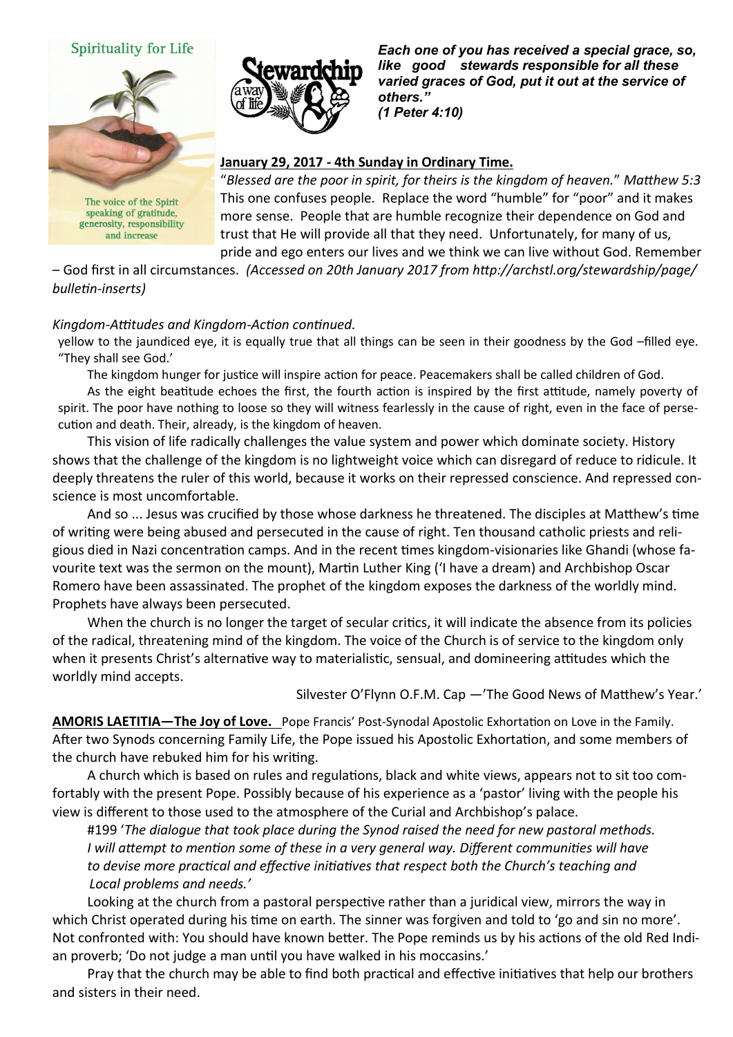Spirituality for Life

The voice of the Spirit speaking of gratitude, generosity, responsibility and increase

***Each one of you has received a special grace, so, like good stewards responsible for all these varied graces of God, put it out at the service of others." (1 Peter 4:10)***

**January 29, 2017 - 4th Sunday in Ordinary Time.**

"*Blessed are the poor in spirit, for theirs is the kingdom of heaven.*" *Matthew 5:3* This one confuses people. Replace the word "humble" for "poor" and it makes more sense. People that are humble recognize their dependence on God and trust that He will provide all that they need. Unfortunately, for many of us, pride and ego enters our lives and we think we can live without God. Remember – God first in all circumstances. *(Accessed on 20th January 2017 from http://archstl.org/stewardship/page/bulletin-inserts)*

*Kingdom-Attitudes and Kingdom-Action continued.*

yellow to the jaundiced eye, it is equally true that all things can be seen in their goodness by the God –filled eye. "They shall see God.'

The kingdom hunger for justice will inspire action for peace. Peacemakers shall be called children of God.

As the eight beatitude echoes the first, the fourth action is inspired by the first attitude, namely poverty of spirit. The poor have nothing to loose so they will witness fearlessly in the cause of right, even in the face of persecution and death. Their, already, is the kingdom of heaven.

This vision of life radically challenges the value system and power which dominate society. History shows that the challenge of the kingdom is no lightweight voice which can disregard of reduce to ridicule. It deeply threatens the ruler of this world, because it works on their repressed conscience. And repressed conscience is most uncomfortable.

And so ... Jesus was crucified by those whose darkness he threatened. The disciples at Matthew's time of writing were being abused and persecuted in the cause of right. Ten thousand catholic priests and religious died in Nazi concentration camps. And in the recent times kingdom-visionaries like Ghandi (whose favourite text was the sermon on the mount), Martin Luther King ('I have a dream) and Archbishop Oscar Romero have been assassinated. The prophet of the kingdom exposes the darkness of the worldly mind. Prophets have always been persecuted.

When the church is no longer the target of secular critics, it will indicate the absence from its policies of the radical, threatening mind of the kingdom. The voice of the Church is of service to the kingdom only when it presents Christ's alternative way to materialistic, sensual, and domineering attitudes which the worldly mind accepts.

Silvester O'Flynn O.F.M. Cap —'The Good News of Matthew's Year.'

**AMORIS LAETITIA—The Joy of Love.** Pope Francis' Post-Synodal Apostolic Exhortation on Love in the Family. After two Synods concerning Family Life, the Pope issued his Apostolic Exhortation, and some members of the church have rebuked him for his writing.

A church which is based on rules and regulations, black and white views, appears not to sit too comfortably with the present Pope. Possibly because of his experience as a 'pastor' living with the people his view is different to those used to the atmosphere of the Curial and Archbishop's palace.

#199 '*The dialogue that took place during the Synod raised the need for new pastoral methods. I will attempt to mention some of these in a very general way. Different communities will have to devise more practical and effective initiatives that respect both the Church's teaching and Local problems and needs.'*

Looking at the church from a pastoral perspective rather than a juridical view, mirrors the way in which Christ operated during his time on earth. The sinner was forgiven and told to 'go and sin no more'. Not confronted with: You should have known better. The Pope reminds us by his actions of the old Red Indian proverb; 'Do not judge a man until you have walked in his moccasins.'

Pray that the church may be able to find both practical and effective initiatives that help our brothers and sisters in their need.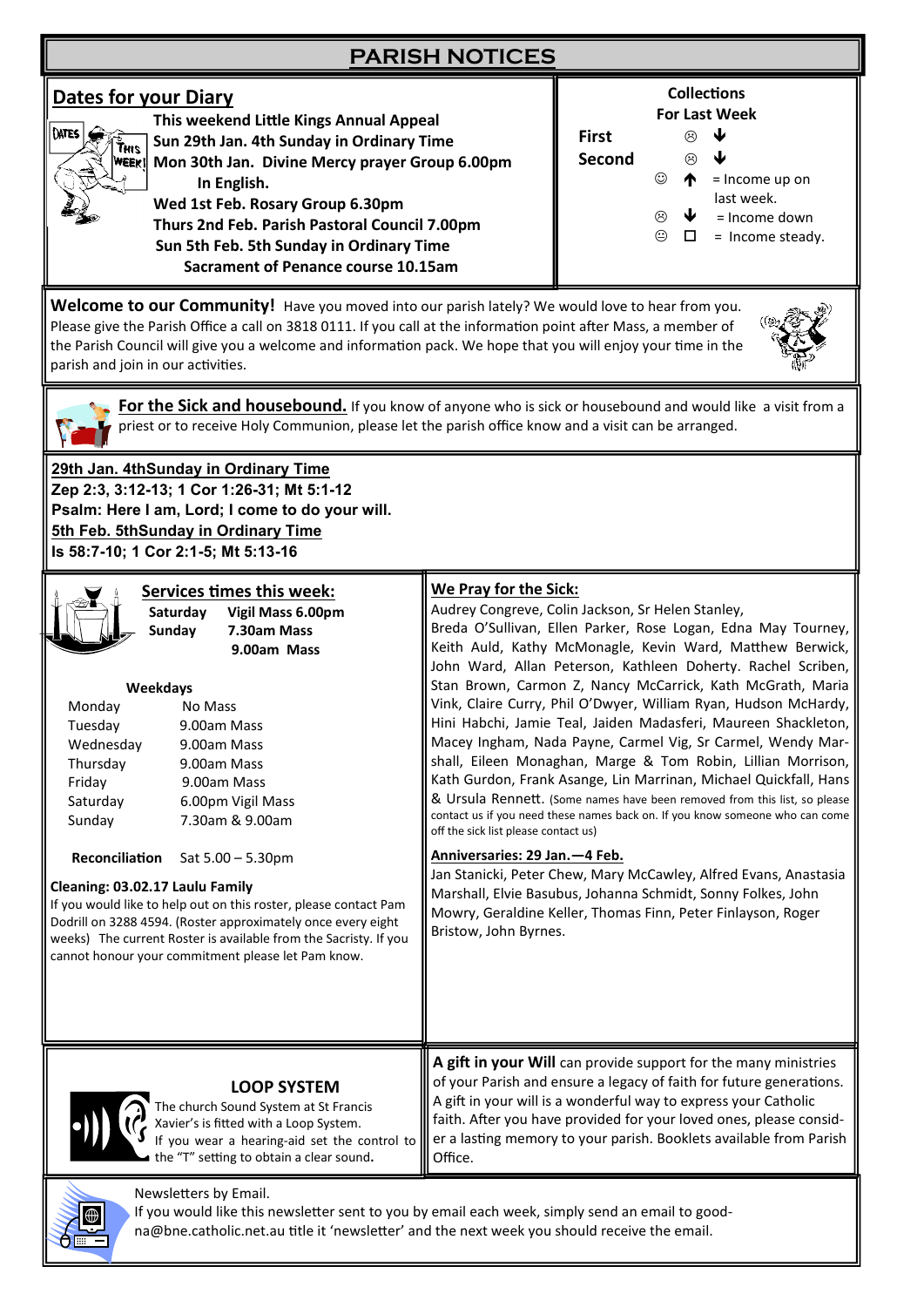# PARISH NOTICES

## Dates for your Diary

**This weekend Little Kings Annual Appeal**
**Sun 29th Jan. 4th Sunday in Ordinary Time**
**Mon 30th Jan. Divine Mercy prayer Group 6.00pm In English.**
**Wed 1st Feb. Rosary Group 6.30pm**
**Thurs 2nd Feb. Parish Pastoral Council 7.00pm**
**Sun 5th Feb. 5th Sunday in Ordinary Time**
**Sacrament of Penance course 10.15am**

**Collections For Last Week**

**First** ☹ ↓
**Second** ☹ ↓

☺ ↑ = Income up on last week.
☹ ↓ = Income down
😐 ☐ = Income steady.

**Welcome to our Community!** Have you moved into our parish lately? We would love to hear from you. Please give the Parish Office a call on 3818 0111. If you call at the information point after Mass, a member of the Parish Council will give you a welcome and information pack. We hope that you will enjoy your time in the parish and join in our activities.

**For the Sick and housebound.** If you know of anyone who is sick or housebound and would like a visit from a priest or to receive Holy Communion, please let the parish office know and a visit can be arranged.

**29th Jan. 4thSunday in Ordinary Time**
**Zep 2:3, 3:12-13; 1 Cor 1:26-31; Mt 5:1-12**
**Psalm: Here I am, Lord; I come to do your will.**
**5th Feb. 5thSunday in Ordinary Time**
**Is 58:7-10; 1 Cor 2:1-5; Mt 5:13-16**

## Services times this week:

**Saturday** **Vigil Mass 6.00pm**
**Sunday** **7.30am Mass**
**9.00am Mass**

**Weekdays**

| | |
|---|---|
| Monday | No Mass |
| Tuesday | 9.00am Mass |
| Wednesday | 9.00am Mass |
| Thursday | 9.00am Mass |
| Friday | 9.00am Mass |
| Saturday | 6.00pm Vigil Mass |
| Sunday | 7.30am & 9.00am |

**Reconciliation** Sat 5.00 – 5.30pm

**Cleaning: 03.02.17 Laulu Family**
If you would like to help out on this roster, please contact Pam Dodrill on 3288 4594. (Roster approximately once every eight weeks) The current Roster is available from the Sacristy. If you cannot honour your commitment please let Pam know.

## We Pray for the Sick:

Audrey Congreve, Colin Jackson, Sr Helen Stanley, Breda O'Sullivan, Ellen Parker, Rose Logan, Edna May Tourney, Keith Auld, Kathy McMonagle, Kevin Ward, Matthew Berwick, John Ward, Allan Peterson, Kathleen Doherty. Rachel Scriben, Stan Brown, Carmon Z, Nancy McCarrick, Kath McGrath, Maria Vink, Claire Curry, Phil O'Dwyer, William Ryan, Hudson McHardy, Hini Habchi, Jamie Teal, Jaiden Madasferi, Maureen Shackleton, Macey Ingham, Nada Payne, Carmel Vig, Sr Carmel, Wendy Marshall, Eileen Monaghan, Marge & Tom Robin, Lillian Morrison, Kath Gurdon, Frank Asange, Lin Marrinan, Michael Quickfall, Hans & Ursula Rennett. (Some names have been removed from this list, so please contact us if you need these names back on. If you know someone who can come off the sick list please contact us)

**Anniversaries: 29 Jan.—4 Feb.**
Jan Stanicki, Peter Chew, Mary McCawley, Alfred Evans, Anastasia Marshall, Elvie Basubus, Johanna Schmidt, Sonny Folkes, John Mowry, Geraldine Keller, Thomas Finn, Peter Finlayson, Roger Bristow, John Byrnes.

## LOOP SYSTEM

The church Sound System at St Francis Xavier's is fitted with a Loop System. If you wear a hearing-aid set the control to the "T" setting to obtain a clear sound.

**A gift in your Will** can provide support for the many ministries of your Parish and ensure a legacy of faith for future generations. A gift in your will is a wonderful way to express your Catholic faith. After you have provided for your loved ones, please consider a lasting memory to your parish. Booklets available from Parish Office.

Newsletters by Email.
If you would like this newsletter sent to you by email each week, simply send an email to goodna@bne.catholic.net.au title it 'newsletter' and the next week you should receive the email.